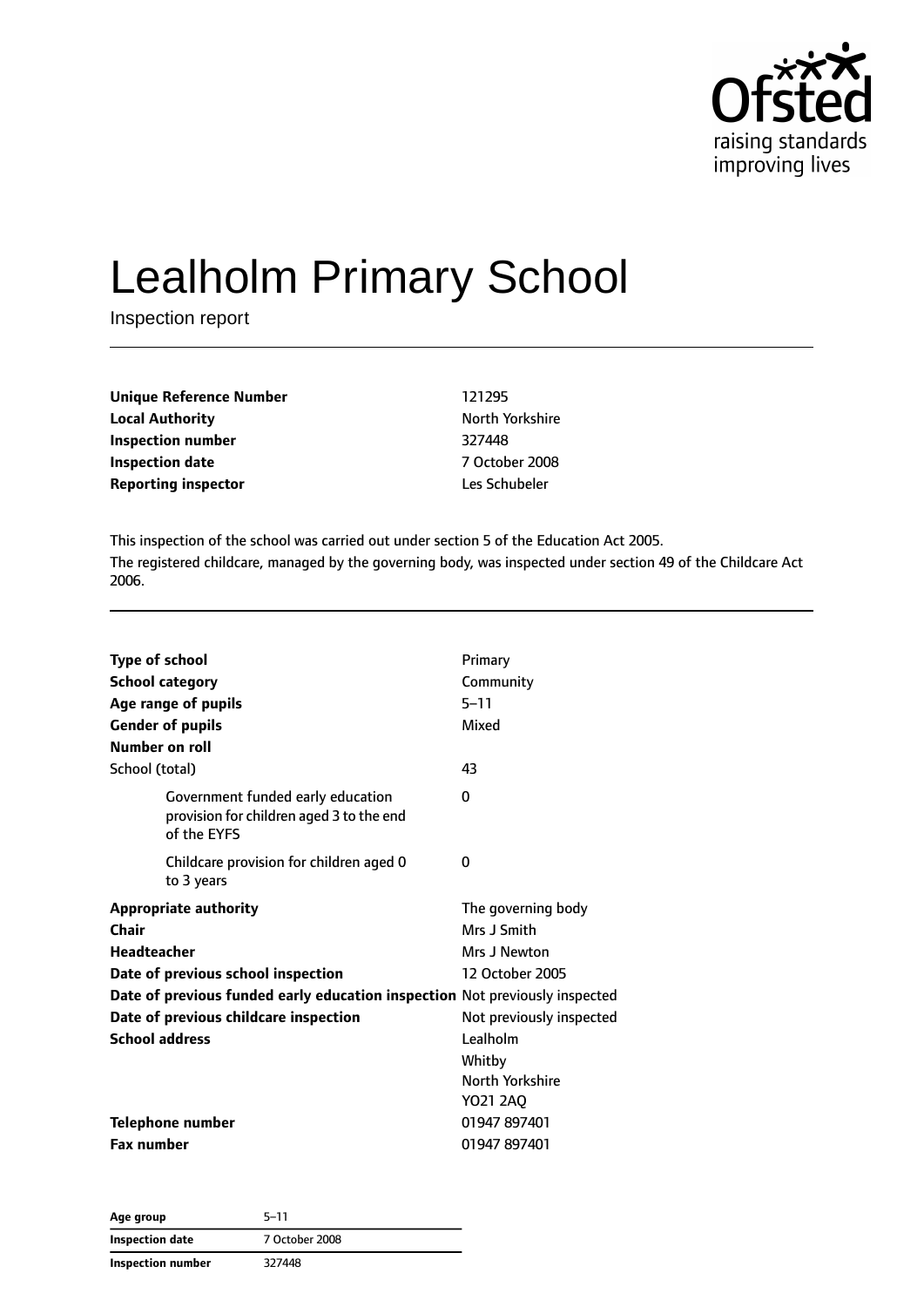# Lealholm Primary School

Inspection report

| | |
|---|---|
| **Unique Reference Number** | 121295 |
| **Local Authority** | North Yorkshire |
| **Inspection number** | 327448 |
| **Inspection date** | 7 October 2008 |
| **Reporting inspector** | Les Schubeler |

This inspection of the school was carried out under section 5 of the Education Act 2005.

The registered childcare, managed by the governing body, was inspected under section 49 of the Childcare Act 2006.

| | |
|---|---|
| **Type of school** | Primary |
| **School category** | Community |
| **Age range of pupils** | 5–11 |
| **Gender of pupils** | Mixed |
| **Number on roll** | |
| School (total) | 43 |
| Government funded early education provision for children aged 3 to the end of the EYFS | 0 |
| Childcare provision for children aged 0 to 3 years | 0 |
| **Appropriate authority** | The governing body |
| **Chair** | Mrs J Smith |
| **Headteacher** | Mrs J Newton |
| **Date of previous school inspection** | 12 October 2005 |
| **Date of previous funded early education inspection** | Not previously inspected |
| **Date of previous childcare inspection** | Not previously inspected |
| **School address** | Lealholm<br>Whitby<br>North Yorkshire<br>YO21 2AQ |
| **Telephone number** | 01947 897401 |
| **Fax number** | 01947 897401 |

| **Age group** | 5–11 |
|---|---|
| **Inspection date** | 7 October 2008 |
| **Inspection number** | 327448 |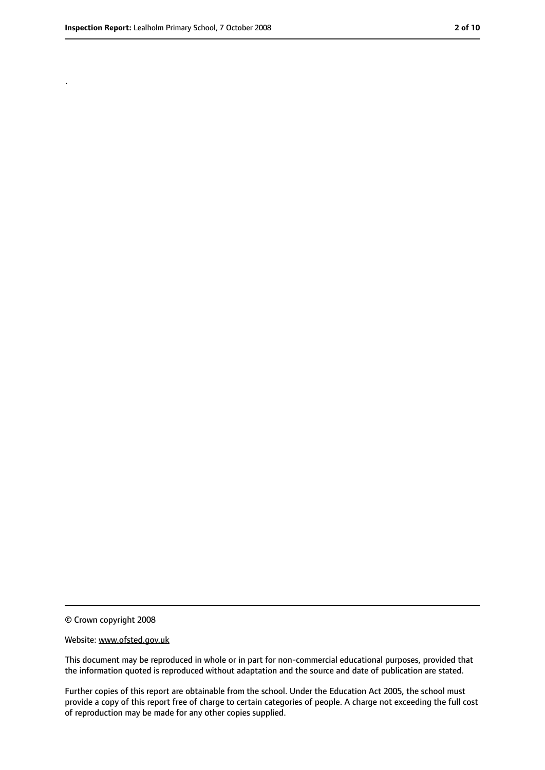.

© Crown copyright 2008

Website: www.ofsted.gov.uk

This document may be reproduced in whole or in part for non-commercial educational purposes, provided that the information quoted is reproduced without adaptation and the source and date of publication are stated.

Further copies of this report are obtainable from the school. Under the Education Act 2005, the school must provide a copy of this report free of charge to certain categories of people. A charge not exceeding the full cost of reproduction may be made for any other copies supplied.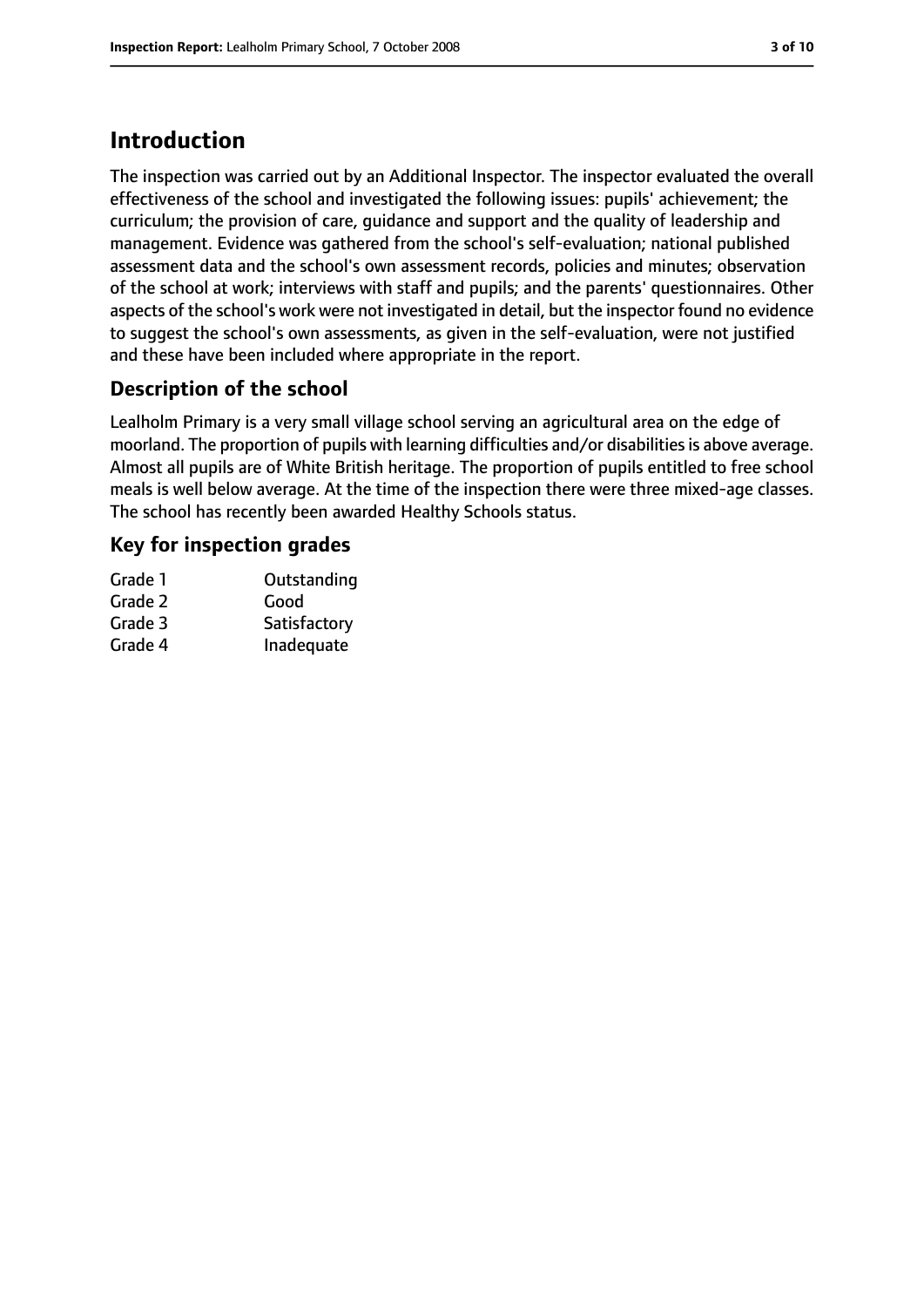# Introduction

The inspection was carried out by an Additional Inspector. The inspector evaluated the overall effectiveness of the school and investigated the following issues: pupils' achievement; the curriculum; the provision of care, guidance and support and the quality of leadership and management. Evidence was gathered from the school's self-evaluation; national published assessment data and the school's own assessment records, policies and minutes; observation of the school at work; interviews with staff and pupils; and the parents' questionnaires. Other aspects of the school's work were not investigated in detail, but the inspector found no evidence to suggest the school's own assessments, as given in the self-evaluation, were not justified and these have been included where appropriate in the report.

## Description of the school

Lealholm Primary is a very small village school serving an agricultural area on the edge of moorland. The proportion of pupils with learning difficulties and/or disabilities is above average. Almost all pupils are of White British heritage. The proportion of pupils entitled to free school meals is well below average. At the time of the inspection there were three mixed-age classes. The school has recently been awarded Healthy Schools status.

## Key for inspection grades

| | |
|---|---|
| Grade 1 | Outstanding |
| Grade 2 | Good |
| Grade 3 | Satisfactory |
| Grade 4 | Inadequate |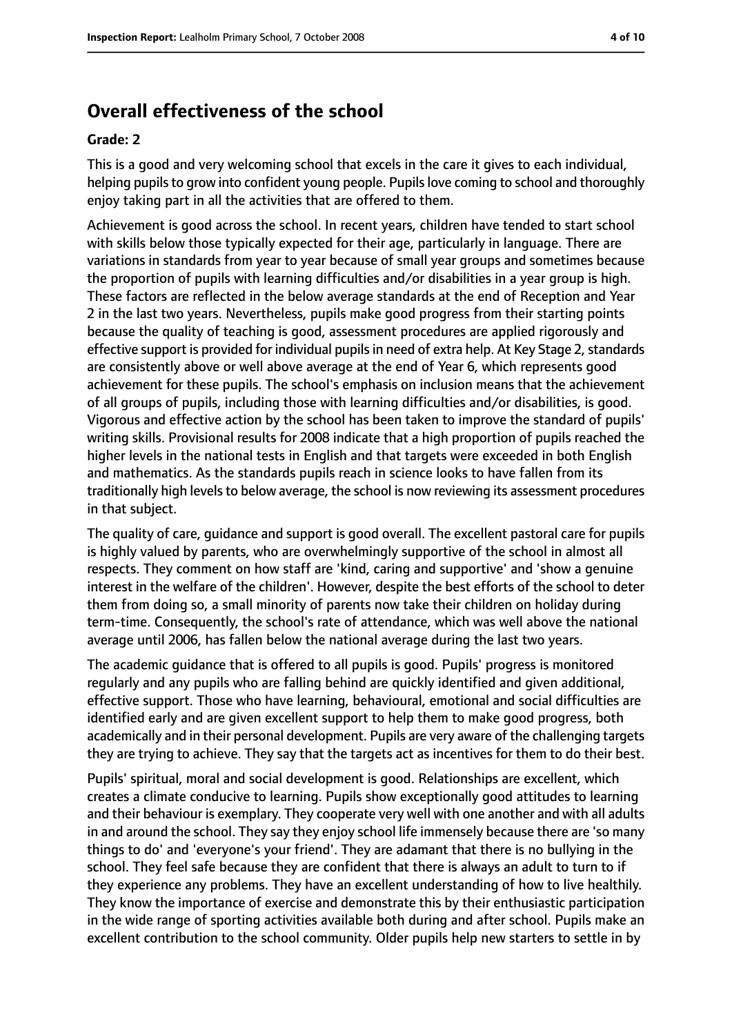## Overall effectiveness of the school

**Grade: 2**

This is a good and very welcoming school that excels in the care it gives to each individual, helping pupils to grow into confident young people. Pupils love coming to school and thoroughly enjoy taking part in all the activities that are offered to them.

Achievement is good across the school. In recent years, children have tended to start school with skills below those typically expected for their age, particularly in language. There are variations in standards from year to year because of small year groups and sometimes because the proportion of pupils with learning difficulties and/or disabilities in a year group is high. These factors are reflected in the below average standards at the end of Reception and Year 2 in the last two years. Nevertheless, pupils make good progress from their starting points because the quality of teaching is good, assessment procedures are applied rigorously and effective support is provided for individual pupils in need of extra help. At Key Stage 2, standards are consistently above or well above average at the end of Year 6, which represents good achievement for these pupils. The school's emphasis on inclusion means that the achievement of all groups of pupils, including those with learning difficulties and/or disabilities, is good. Vigorous and effective action by the school has been taken to improve the standard of pupils' writing skills. Provisional results for 2008 indicate that a high proportion of pupils reached the higher levels in the national tests in English and that targets were exceeded in both English and mathematics. As the standards pupils reach in science looks to have fallen from its traditionally high levels to below average, the school is now reviewing its assessment procedures in that subject.

The quality of care, guidance and support is good overall. The excellent pastoral care for pupils is highly valued by parents, who are overwhelmingly supportive of the school in almost all respects. They comment on how staff are 'kind, caring and supportive' and 'show a genuine interest in the welfare of the children'. However, despite the best efforts of the school to deter them from doing so, a small minority of parents now take their children on holiday during term-time. Consequently, the school's rate of attendance, which was well above the national average until 2006, has fallen below the national average during the last two years.

The academic guidance that is offered to all pupils is good. Pupils' progress is monitored regularly and any pupils who are falling behind are quickly identified and given additional, effective support. Those who have learning, behavioural, emotional and social difficulties are identified early and are given excellent support to help them to make good progress, both academically and in their personal development. Pupils are very aware of the challenging targets they are trying to achieve. They say that the targets act as incentives for them to do their best.

Pupils' spiritual, moral and social development is good. Relationships are excellent, which creates a climate conducive to learning. Pupils show exceptionally good attitudes to learning and their behaviour is exemplary. They cooperate very well with one another and with all adults in and around the school. They say they enjoy school life immensely because there are 'so many things to do' and 'everyone's your friend'. They are adamant that there is no bullying in the school. They feel safe because they are confident that there is always an adult to turn to if they experience any problems. They have an excellent understanding of how to live healthily. They know the importance of exercise and demonstrate this by their enthusiastic participation in the wide range of sporting activities available both during and after school. Pupils make an excellent contribution to the school community. Older pupils help new starters to settle in by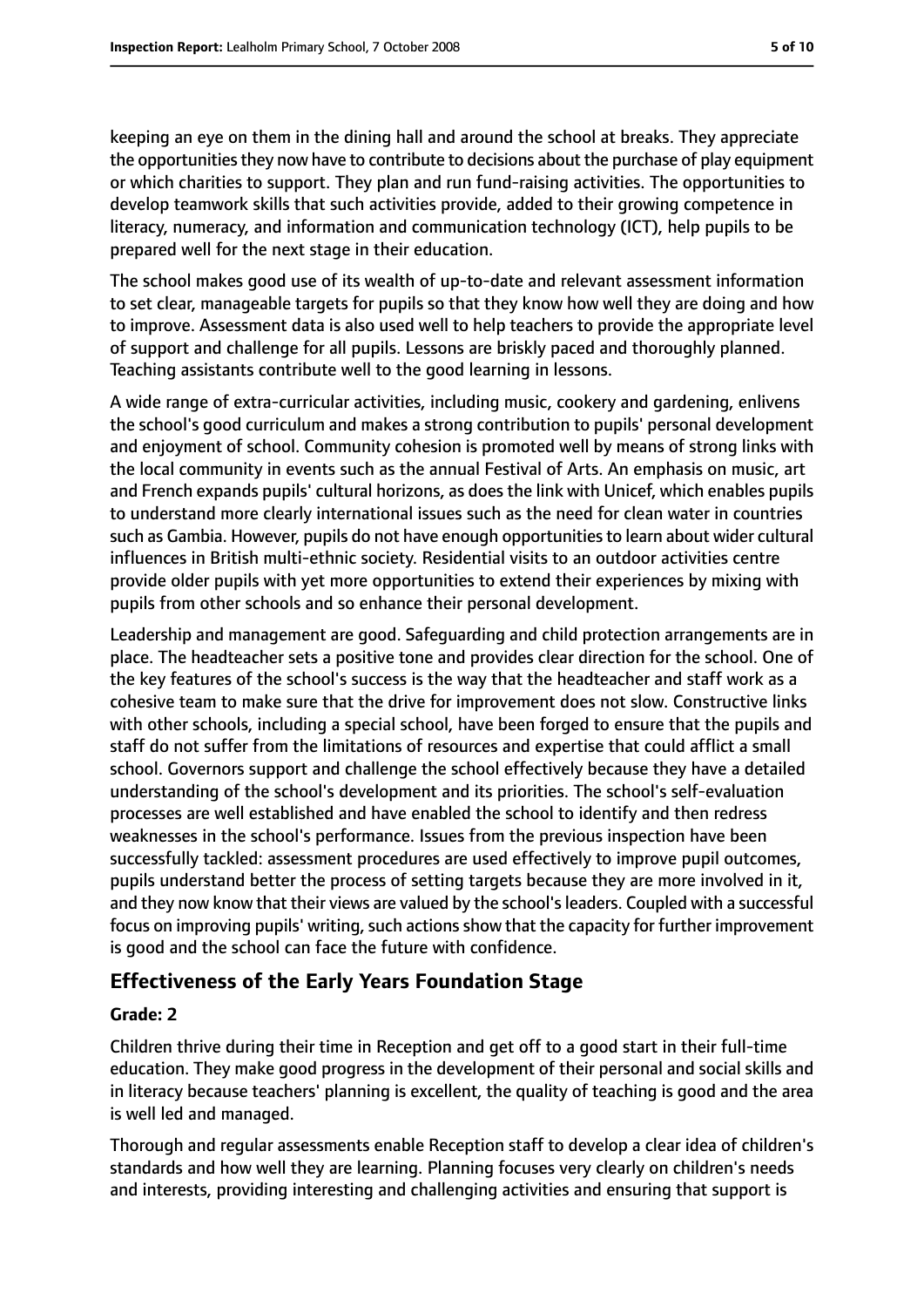keeping an eye on them in the dining hall and around the school at breaks. They appreciate the opportunities they now have to contribute to decisions about the purchase of play equipment or which charities to support. They plan and run fund-raising activities. The opportunities to develop teamwork skills that such activities provide, added to their growing competence in literacy, numeracy, and information and communication technology (ICT), help pupils to be prepared well for the next stage in their education.

The school makes good use of its wealth of up-to-date and relevant assessment information to set clear, manageable targets for pupils so that they know how well they are doing and how to improve. Assessment data is also used well to help teachers to provide the appropriate level of support and challenge for all pupils. Lessons are briskly paced and thoroughly planned. Teaching assistants contribute well to the good learning in lessons.

A wide range of extra-curricular activities, including music, cookery and gardening, enlivens the school's good curriculum and makes a strong contribution to pupils' personal development and enjoyment of school. Community cohesion is promoted well by means of strong links with the local community in events such as the annual Festival of Arts. An emphasis on music, art and French expands pupils' cultural horizons, as does the link with Unicef, which enables pupils to understand more clearly international issues such as the need for clean water in countries such as Gambia. However, pupils do not have enough opportunities to learn about wider cultural influences in British multi-ethnic society. Residential visits to an outdoor activities centre provide older pupils with yet more opportunities to extend their experiences by mixing with pupils from other schools and so enhance their personal development.

Leadership and management are good. Safeguarding and child protection arrangements are in place. The headteacher sets a positive tone and provides clear direction for the school. One of the key features of the school's success is the way that the headteacher and staff work as a cohesive team to make sure that the drive for improvement does not slow. Constructive links with other schools, including a special school, have been forged to ensure that the pupils and staff do not suffer from the limitations of resources and expertise that could afflict a small school. Governors support and challenge the school effectively because they have a detailed understanding of the school's development and its priorities. The school's self-evaluation processes are well established and have enabled the school to identify and then redress weaknesses in the school's performance. Issues from the previous inspection have been successfully tackled: assessment procedures are used effectively to improve pupil outcomes, pupils understand better the process of setting targets because they are more involved in it, and they now know that their views are valued by the school's leaders. Coupled with a successful focus on improving pupils' writing, such actions show that the capacity for further improvement is good and the school can face the future with confidence.

## Effectiveness of the Early Years Foundation Stage

### Grade: 2

Children thrive during their time in Reception and get off to a good start in their full-time education. They make good progress in the development of their personal and social skills and in literacy because teachers' planning is excellent, the quality of teaching is good and the area is well led and managed.

Thorough and regular assessments enable Reception staff to develop a clear idea of children's standards and how well they are learning. Planning focuses very clearly on children's needs and interests, providing interesting and challenging activities and ensuring that support is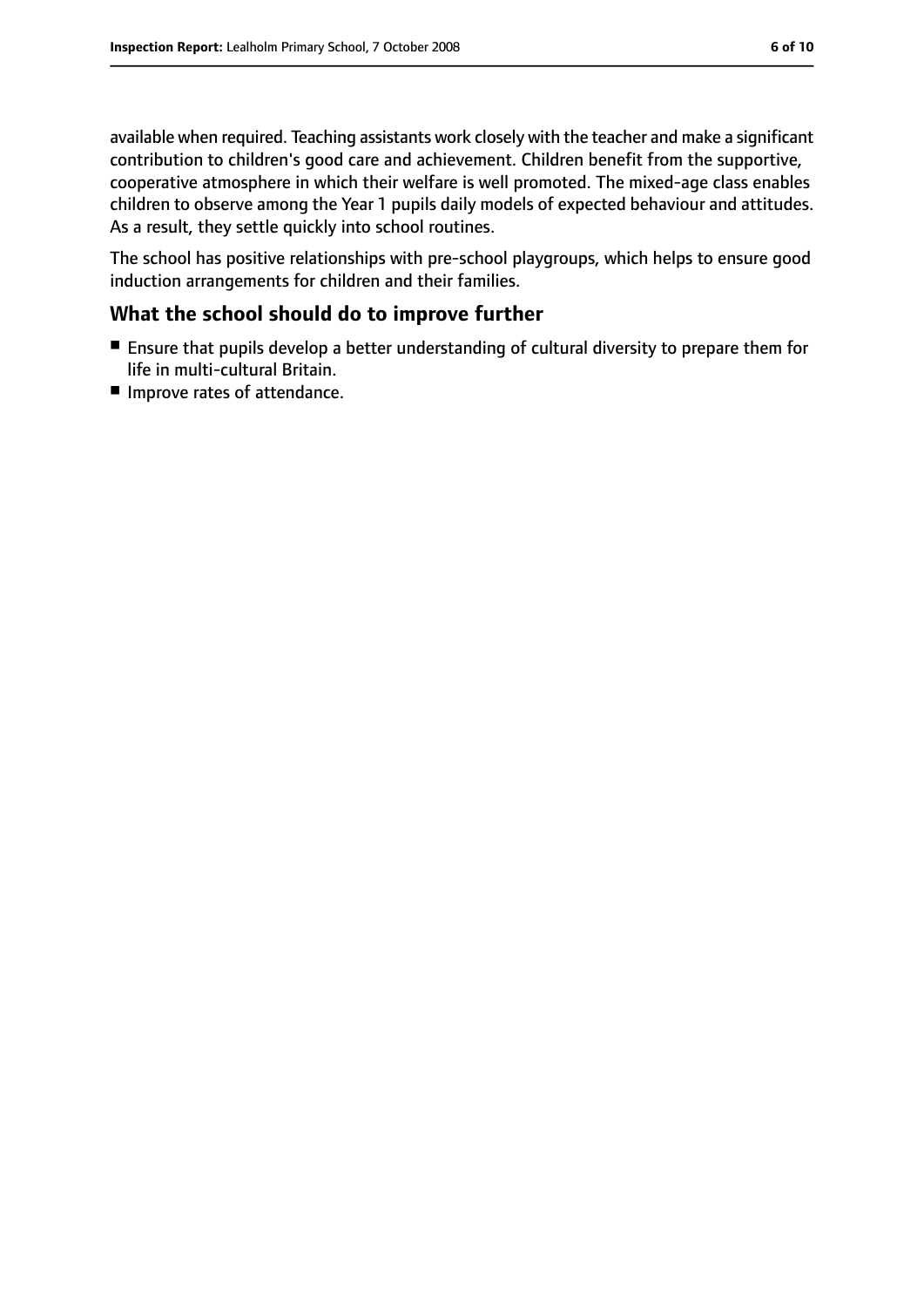available when required. Teaching assistants work closely with the teacher and make a significant contribution to children's good care and achievement. Children benefit from the supportive, cooperative atmosphere in which their welfare is well promoted. The mixed-age class enables children to observe among the Year 1 pupils daily models of expected behaviour and attitudes. As a result, they settle quickly into school routines.

The school has positive relationships with pre-school playgroups, which helps to ensure good induction arrangements for children and their families.

## What the school should do to improve further

- Ensure that pupils develop a better understanding of cultural diversity to prepare them for life in multi-cultural Britain.
- Improve rates of attendance.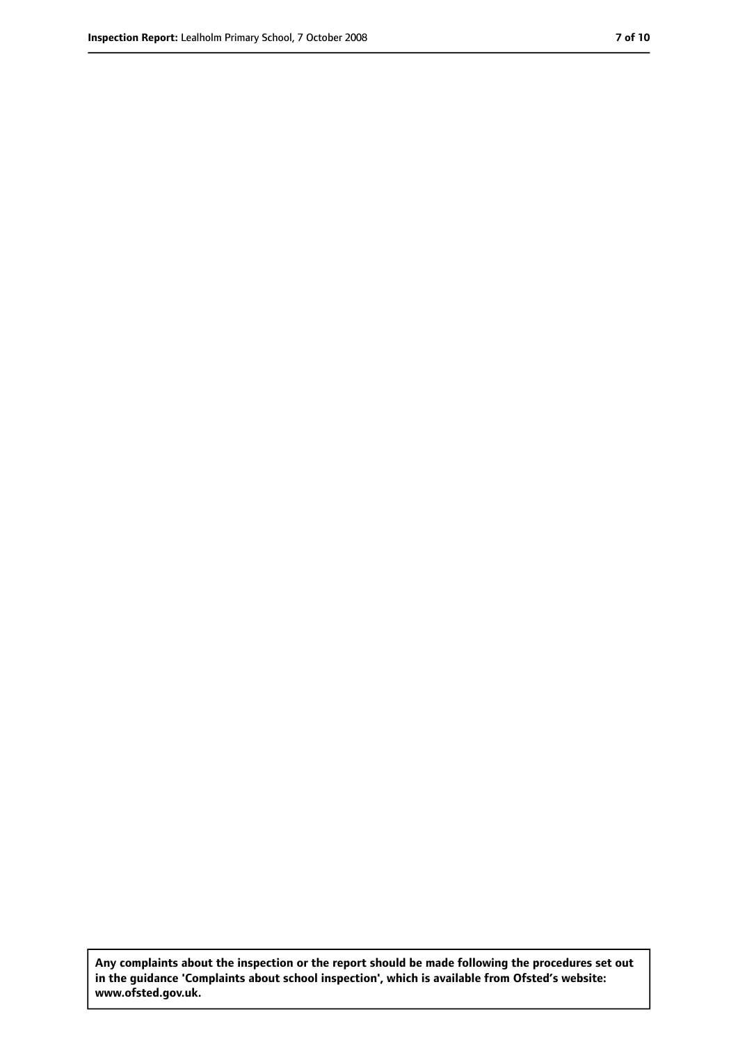**Any complaints about the inspection or the report should be made following the procedures set out in the guidance 'Complaints about school inspection', which is available from Ofsted's website: www.ofsted.gov.uk.**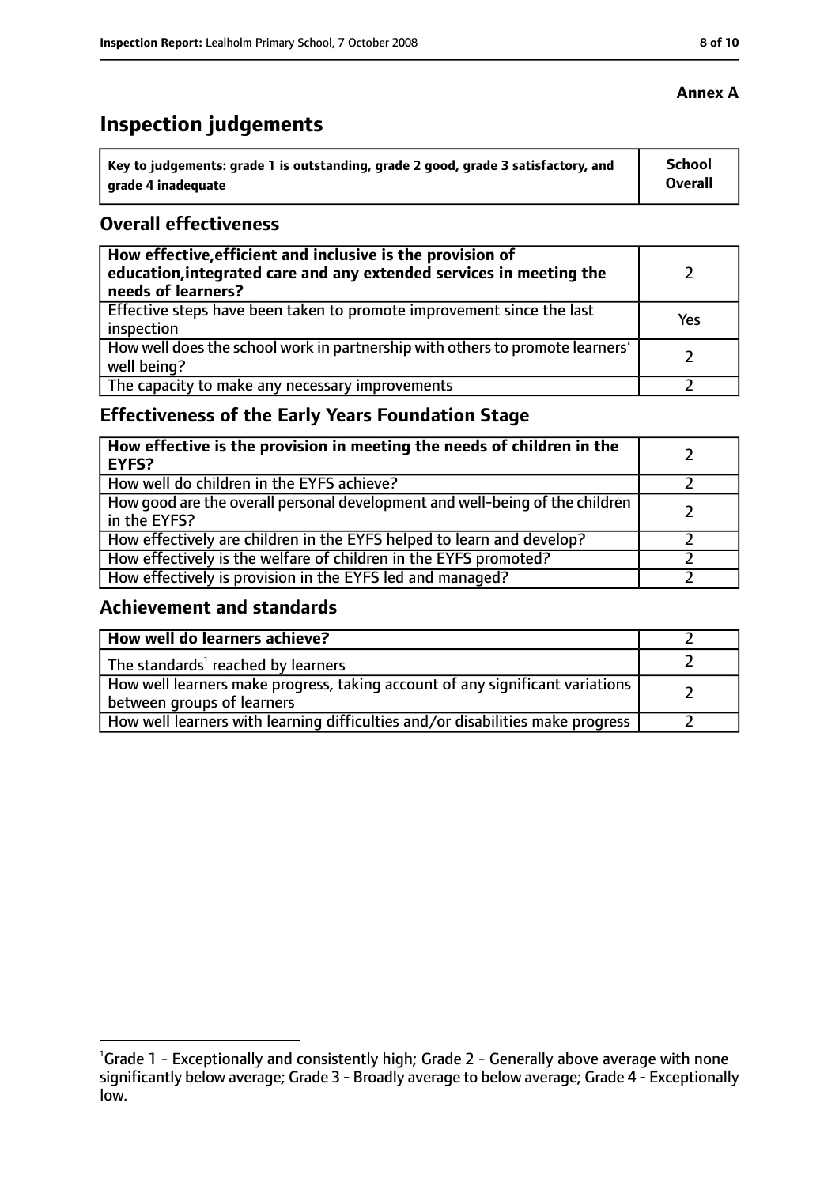**Annex A**

# Inspection judgements

| Key to judgements: grade 1 is outstanding, grade 2 good, grade 3 satisfactory, and grade 4 inadequate | School Overall |
|---|---|

## Overall effectiveness

| | |
|---|---|
| **How effective, efficient and inclusive is the provision of education, integrated care and any extended services in meeting the needs of learners?** | 2 |
| Effective steps have been taken to promote improvement since the last inspection | Yes |
| How well does the school work in partnership with others to promote learners' well being? | 2 |
| The capacity to make any necessary improvements | 2 |

## Effectiveness of the Early Years Foundation Stage

| | |
|---|---|
| **How effective is the provision in meeting the needs of children in the EYFS?** | 2 |
| How well do children in the EYFS achieve? | 2 |
| How good are the overall personal development and well-being of the children in the EYFS? | 2 |
| How effectively are children in the EYFS helped to learn and develop? | 2 |
| How effectively is the welfare of children in the EYFS promoted? | 2 |
| How effectively is provision in the EYFS led and managed? | 2 |

## Achievement and standards

| | |
|---|---|
| **How well do learners achieve?** | 2 |
| The standards[1] reached by learners | 2 |
| How well learners make progress, taking account of any significant variations between groups of learners | 2 |
| How well learners with learning difficulties and/or disabilities make progress | 2 |

[1] Grade 1 - Exceptionally and consistently high; Grade 2 - Generally above average with none significantly below average; Grade 3 - Broadly average to below average; Grade 4 - Exceptionally low.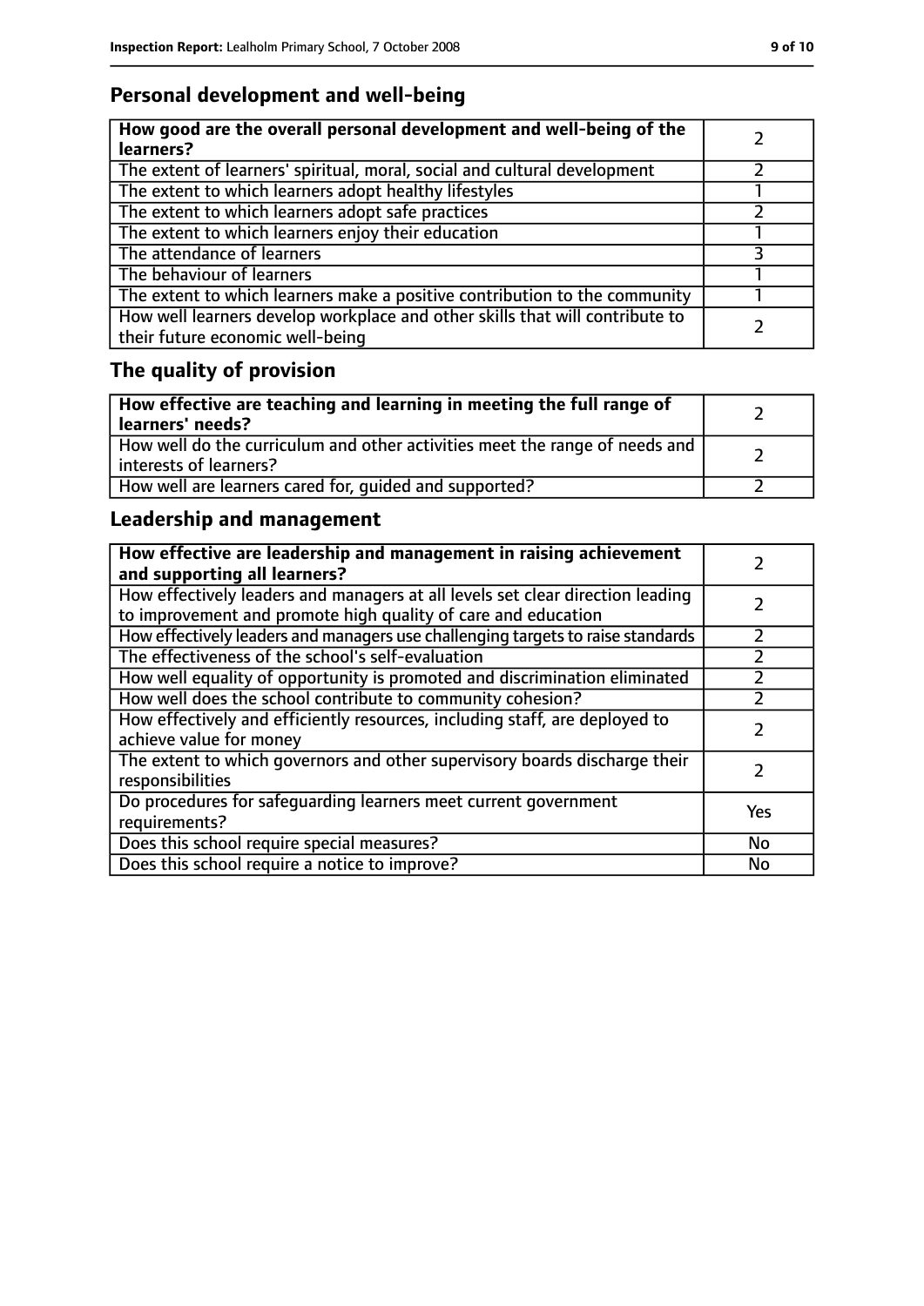## Personal development and well-being

| **How good are the overall personal development and well-being of the learners?** | 2 |
| --- | --- |
| The extent of learners' spiritual, moral, social and cultural development | 2 |
| The extent to which learners adopt healthy lifestyles | 1 |
| The extent to which learners adopt safe practices | 2 |
| The extent to which learners enjoy their education | 1 |
| The attendance of learners | 3 |
| The behaviour of learners | 1 |
| The extent to which learners make a positive contribution to the community | 1 |
| How well learners develop workplace and other skills that will contribute to their future economic well-being | 2 |

## The quality of provision

| **How effective are teaching and learning in meeting the full range of learners' needs?** | 2 |
| --- | --- |
| How well do the curriculum and other activities meet the range of needs and interests of learners? | 2 |
| How well are learners cared for, guided and supported? | 2 |

## Leadership and management

| **How effective are leadership and management in raising achievement and supporting all learners?** | 2 |
| --- | --- |
| How effectively leaders and managers at all levels set clear direction leading to improvement and promote high quality of care and education | 2 |
| How effectively leaders and managers use challenging targets to raise standards | 2 |
| The effectiveness of the school's self-evaluation | 2 |
| How well equality of opportunity is promoted and discrimination eliminated | 2 |
| How well does the school contribute to community cohesion? | 2 |
| How effectively and efficiently resources, including staff, are deployed to achieve value for money | 2 |
| The extent to which governors and other supervisory boards discharge their responsibilities | 2 |
| Do procedures for safeguarding learners meet current government requirements? | Yes |
| Does this school require special measures? | No |
| Does this school require a notice to improve? | No |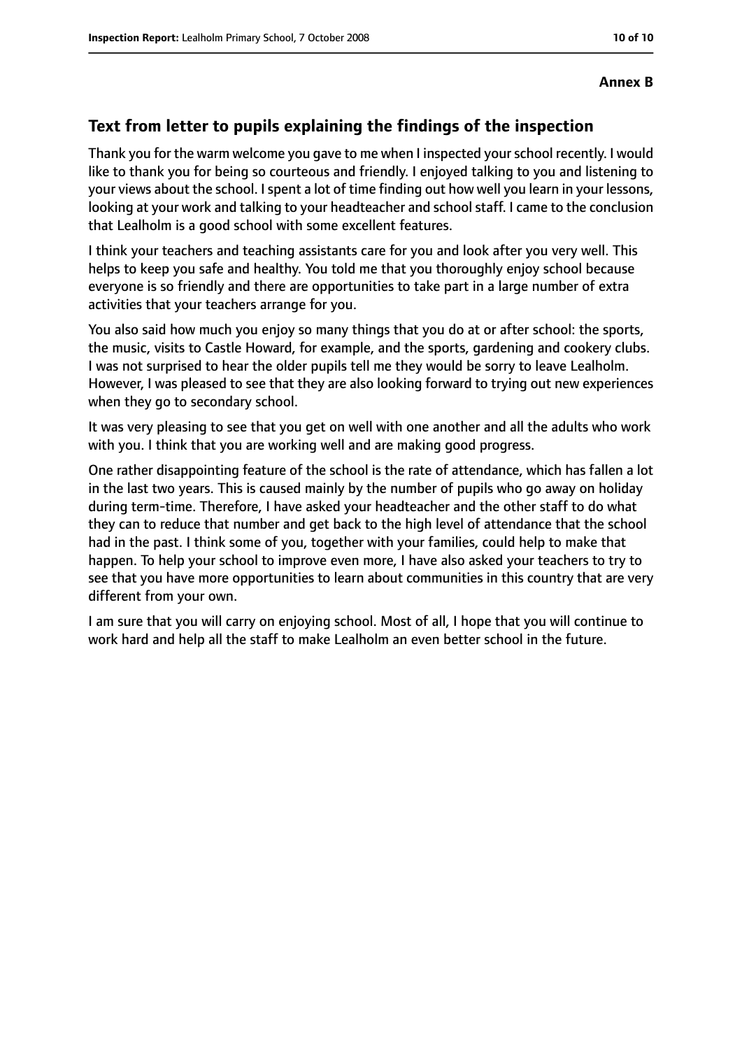**Annex B**

## Text from letter to pupils explaining the findings of the inspection

Thank you for the warm welcome you gave to me when I inspected your school recently. I would like to thank you for being so courteous and friendly. I enjoyed talking to you and listening to your views about the school. I spent a lot of time finding out how well you learn in your lessons, looking at your work and talking to your headteacher and school staff. I came to the conclusion that Lealholm is a good school with some excellent features.

I think your teachers and teaching assistants care for you and look after you very well. This helps to keep you safe and healthy. You told me that you thoroughly enjoy school because everyone is so friendly and there are opportunities to take part in a large number of extra activities that your teachers arrange for you.

You also said how much you enjoy so many things that you do at or after school: the sports, the music, visits to Castle Howard, for example, and the sports, gardening and cookery clubs. I was not surprised to hear the older pupils tell me they would be sorry to leave Lealholm. However, I was pleased to see that they are also looking forward to trying out new experiences when they go to secondary school.

It was very pleasing to see that you get on well with one another and all the adults who work with you. I think that you are working well and are making good progress.

One rather disappointing feature of the school is the rate of attendance, which has fallen a lot in the last two years. This is caused mainly by the number of pupils who go away on holiday during term-time. Therefore, I have asked your headteacher and the other staff to do what they can to reduce that number and get back to the high level of attendance that the school had in the past. I think some of you, together with your families, could help to make that happen. To help your school to improve even more, I have also asked your teachers to try to see that you have more opportunities to learn about communities in this country that are very different from your own.

I am sure that you will carry on enjoying school. Most of all, I hope that you will continue to work hard and help all the staff to make Lealholm an even better school in the future.